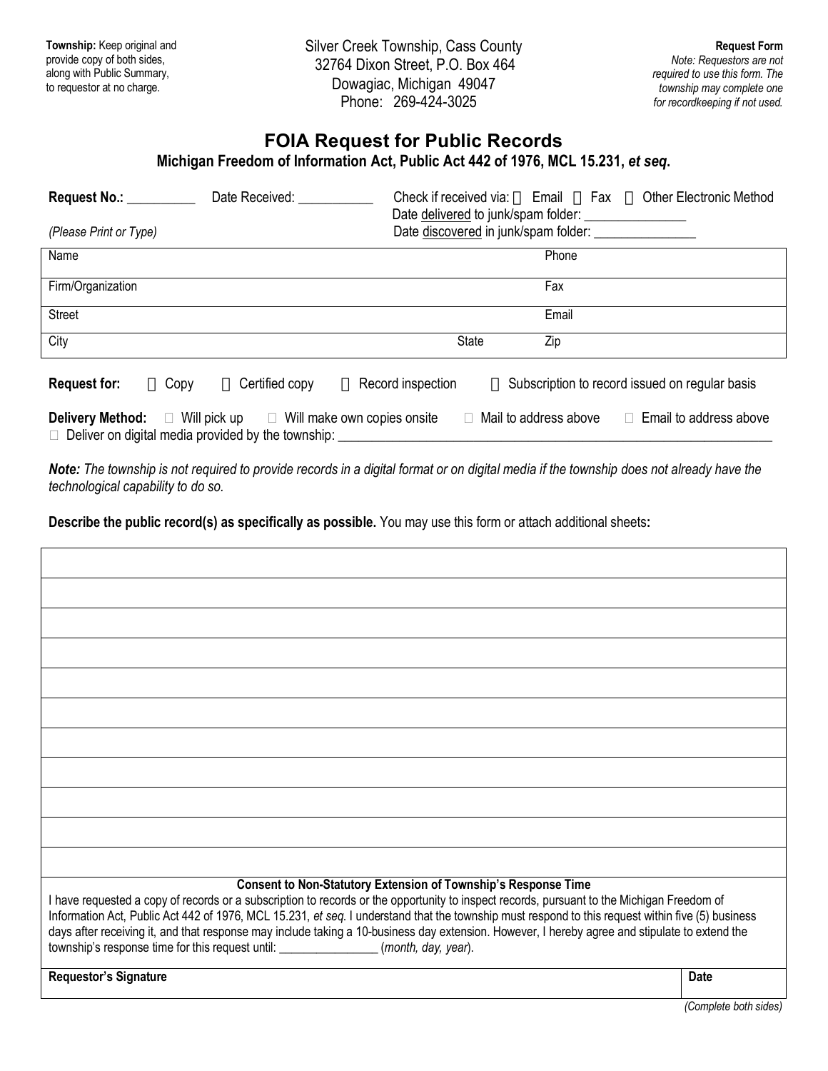**Township:** Keep original and provide copy of both sides, along with Public Summary, to requestor at no charge.

Silver Creek Township, Cass County
32764 Dixon Street, P.O. Box 464
Dowagiac, Michigan 49047
Phone: 269-424-3025

**Request Form**
*Note: Requestors are not required to use this form. The township may complete one for recordkeeping if not used.*

# FOIA Request for Public Records

### Michigan Freedom of Information Act, Public Act 442 of 1976, MCL 15.231, *et seq.*

**Request No.:** __________ Date Received: ___________ Check if received via: ☐ Email ☐ Fax ☐ Other Electronic Method
Date delivered to junk/spam folder: _______________
Date discovered in junk/spam folder: _______________

*(Please Print or Type)*

| Name | | Phone |
|---|---|---|
| Firm/Organization | | Fax |
| Street | | Email |
| City | State | Zip |

**Request for:** ☐ Copy ☐ Certified copy ☐ Record inspection ☐ Subscription to record issued on regular basis

**Delivery Method:** ☐ Will pick up ☐ Will make own copies onsite ☐ Mail to address above ☐ Email to address above
☐ Deliver on digital media provided by the township: ____________________________________________

***Note:*** *The township is not required to provide records in a digital format or on digital media if the township does not already have the technological capability to do so.*

**Describe the public record(s) as specifically as possible.** You may use this form or attach additional sheets**:**

**Consent to Non-Statutory Extension of Township's Response Time**

I have requested a copy of records or a subscription to records or the opportunity to inspect records, pursuant to the Michigan Freedom of Information Act, Public Act 442 of 1976, MCL 15.231, *et seq.* I understand that the township must respond to this request within five (5) business days after receiving it, and that response may include taking a 10-business day extension. However, I hereby agree and stipulate to extend the township's response time for this request until: _______________ (*month, day, year*).

| **Requestor's Signature** | **Date** |
|---|---|

*(Complete both sides)*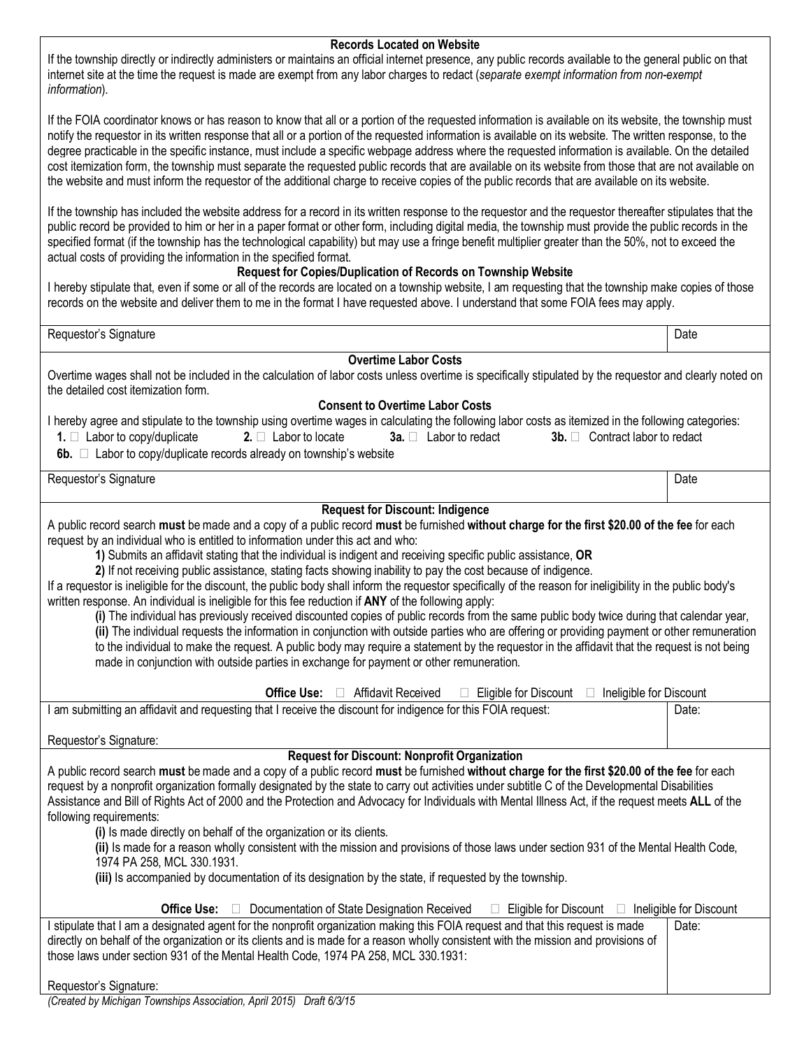### Records Located on Website

If the township directly or indirectly administers or maintains an official internet presence, any public records available to the general public on that internet site at the time the request is made are exempt from any labor charges to redact (*separate exempt information from non-exempt information*).

If the FOIA coordinator knows or has reason to know that all or a portion of the requested information is available on its website, the township must notify the requestor in its written response that all or a portion of the requested information is available on its website. The written response, to the degree practicable in the specific instance, must include a specific webpage address where the requested information is available. On the detailed cost itemization form, the township must separate the requested public records that are available on its website from those that are not available on the website and must inform the requestor of the additional charge to receive copies of the public records that are available on its website.

If the township has included the website address for a record in its written response to the requestor and the requestor thereafter stipulates that the public record be provided to him or her in a paper format or other form, including digital media, the township must provide the public records in the specified format (if the township has the technological capability) but may use a fringe benefit multiplier greater than the 50%, not to exceed the actual costs of providing the information in the specified format.

### Request for Copies/Duplication of Records on Township Website

I hereby stipulate that, even if some or all of the records are located on a township website, I am requesting that the township make copies of those records on the website and deliver them to me in the format I have requested above. I understand that some FOIA fees may apply.

| Requestor's Signature | Date |
|---|---|

### Overtime Labor Costs

Overtime wages shall not be included in the calculation of labor costs unless overtime is specifically stipulated by the requestor and clearly noted on the detailed cost itemization form.

### Consent to Overtime Labor Costs

I hereby agree and stipulate to the township using overtime wages in calculating the following labor costs as itemized in the following categories:

**1.** ☐ Labor to copy/duplicate **2.** ☐ Labor to locate **3a.** ☐ Labor to redact **3b.** ☐ Contract labor to redact
**6b.** ☐ Labor to copy/duplicate records already on township's website

| Requestor's Signature | Date |
|---|---|

### Request for Discount: Indigence

A public record search **must** be made and a copy of a public record **must** be furnished **without charge for the first $20.00 of the fee** for each request by an individual who is entitled to information under this act and who:

**1)** Submits an affidavit stating that the individual is indigent and receiving specific public assistance, **OR**
**2)** If not receiving public assistance, stating facts showing inability to pay the cost because of indigence.

If a requestor is ineligible for the discount, the public body shall inform the requestor specifically of the reason for ineligibility in the public body's written response. An individual is ineligible for this fee reduction if **ANY** of the following apply:

**(i)** The individual has previously received discounted copies of public records from the same public body twice during that calendar year,
**(ii)** The individual requests the information in conjunction with outside parties who are offering or providing payment or other remuneration to the individual to make the request. A public body may require a statement by the requestor in the affidavit that the request is not being made in conjunction with outside parties in exchange for payment or other remuneration.

**Office Use:** ☐ Affidavit Received ☐ Eligible for Discount ☐ Ineligible for Discount

| I am submitting an affidavit and requesting that I receive the discount for indigence for this FOIA request:<br><br>Requestor's Signature: | Date: |
|---|---|

### Request for Discount: Nonprofit Organization

A public record search **must** be made and a copy of a public record **must** be furnished **without charge for the first $20.00 of the fee** for each request by a nonprofit organization formally designated by the state to carry out activities under subtitle C of the Developmental Disabilities Assistance and Bill of Rights Act of 2000 and the Protection and Advocacy for Individuals with Mental Illness Act, if the request meets **ALL** of the following requirements:

**(i)** Is made directly on behalf of the organization or its clients.
**(ii)** Is made for a reason wholly consistent with the mission and provisions of those laws under section 931 of the Mental Health Code, 1974 PA 258, MCL 330.1931.
**(iii)** Is accompanied by documentation of its designation by the state, if requested by the township.

**Office Use:** ☐ Documentation of State Designation Received ☐ Eligible for Discount ☐ Ineligible for Discount

| I stipulate that I am a designated agent for the nonprofit organization making this FOIA request and that this request is made directly on behalf of the organization or its clients and is made for a reason wholly consistent with the mission and provisions of those laws under section 931 of the Mental Health Code, 1974 PA 258, MCL 330.1931:<br><br>Requestor's Signature: | Date: |
|---|---|

*(Created by Michigan Townships Association, April 2015) Draft 6/3/15*